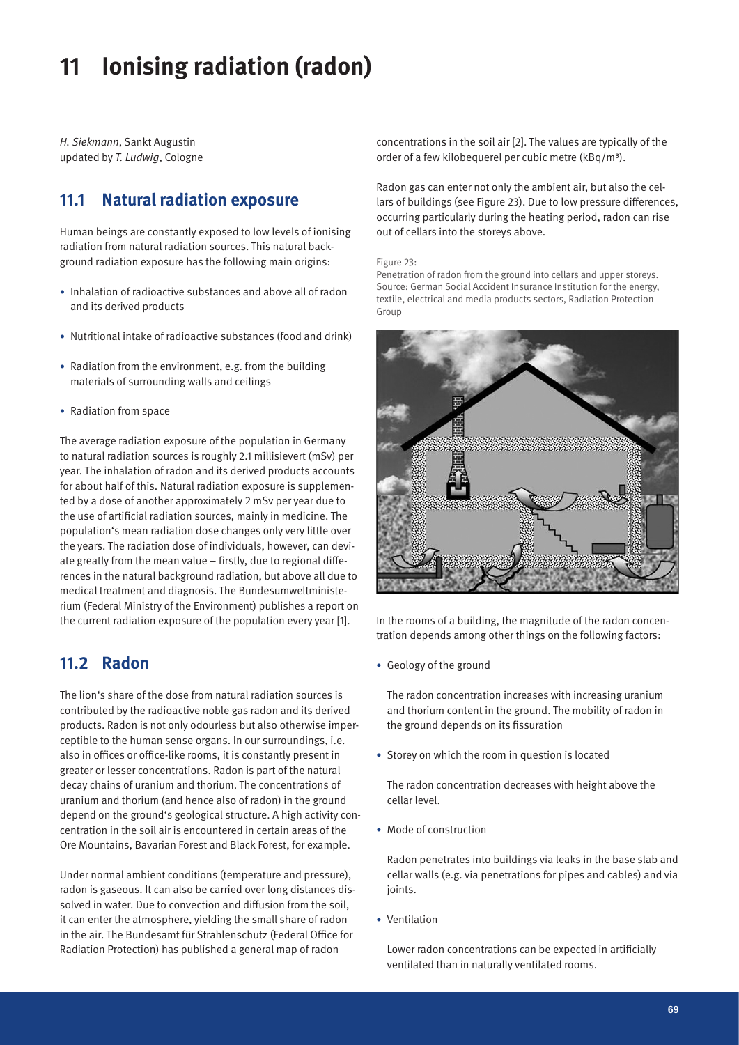# 11 Ionising radiation (radon)

*H. Siekmann*, Sankt Augustin
updated by *T. Ludwig*, Cologne

## 11.1 Natural radiation exposure

Human beings are constantly exposed to low levels of ionising radiation from natural radiation sources. This natural background radiation exposure has the following main origins:

- Inhalation of radioactive substances and above all of radon and its derived products
- Nutritional intake of radioactive substances (food and drink)
- Radiation from the environment, e.g. from the building materials of surrounding walls and ceilings
- Radiation from space

The average radiation exposure of the population in Germany to natural radiation sources is roughly 2.1 millisievert (mSv) per year. The inhalation of radon and its derived products accounts for about half of this. Natural radiation exposure is supplemented by a dose of another approximately 2 mSv per year due to the use of artificial radiation sources, mainly in medicine. The population's mean radiation dose changes only very little over the years. The radiation dose of individuals, however, can deviate greatly from the mean value – firstly, due to regional differences in the natural background radiation, but above all due to medical treatment and diagnosis. The Bundesumweltministerium (Federal Ministry of the Environment) publishes a report on the current radiation exposure of the population every year [1].

## 11.2 Radon

The lion's share of the dose from natural radiation sources is contributed by the radioactive noble gas radon and its derived products. Radon is not only odourless but also otherwise imperceptible to the human sense organs. In our surroundings, i.e. also in offices or office-like rooms, it is constantly present in greater or lesser concentrations. Radon is part of the natural decay chains of uranium and thorium. The concentrations of uranium and thorium (and hence also of radon) in the ground depend on the ground's geological structure. A high activity concentration in the soil air is encountered in certain areas of the Ore Mountains, Bavarian Forest and Black Forest, for example.

Under normal ambient conditions (temperature and pressure), radon is gaseous. It can also be carried over long distances dissolved in water. Due to convection and diffusion from the soil, it can enter the atmosphere, yielding the small share of radon in the air. The Bundesamt für Strahlenschutz (Federal Office for Radiation Protection) has published a general map of radon concentrations in the soil air [2]. The values are typically of the order of a few kilobequerel per cubic metre (kBq/m³).

Radon gas can enter not only the ambient air, but also the cellars of buildings (see Figure 23). Due to low pressure differences, occurring particularly during the heating period, radon can rise out of cellars into the storeys above.

Figure 23:
Penetration of radon from the ground into cellars and upper storeys.
Source: German Social Accident Insurance Institution for the energy, textile, electrical and media products sectors, Radiation Protection Group

In the rooms of a building, the magnitude of the radon concentration depends among other things on the following factors:

- Geology of the ground

  The radon concentration increases with increasing uranium and thorium content in the ground. The mobility of radon in the ground depends on its fissuration

- Storey on which the room in question is located

  The radon concentration decreases with height above the cellar level.

- Mode of construction

  Radon penetrates into buildings via leaks in the base slab and cellar walls (e.g. via penetrations for pipes and cables) and via joints.

- Ventilation

  Lower radon concentrations can be expected in artificially ventilated than in naturally ventilated rooms.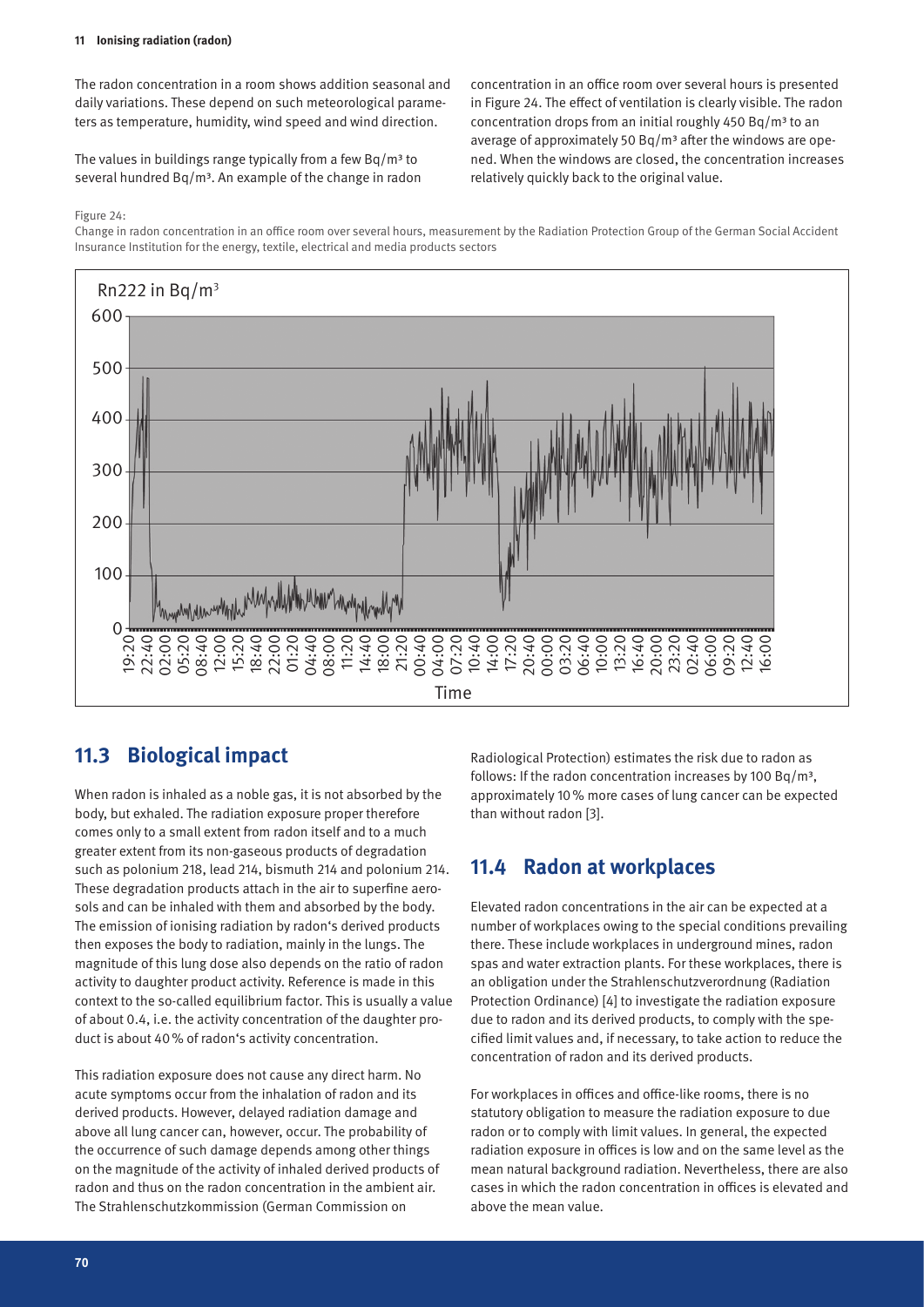The radon concentration in a room shows addition seasonal and daily variations. These depend on such meteorological parameters as temperature, humidity, wind speed and wind direction.

The values in buildings range typically from a few Bq/m³ to several hundred Bq/m³. An example of the change in radon concentration in an office room over several hours is presented in Figure 24. The effect of ventilation is clearly visible. The radon concentration drops from an initial roughly 450 Bq/m³ to an average of approximately 50 Bq/m³ after the windows are opened. When the windows are closed, the concentration increases relatively quickly back to the original value.

Figure 24:
Change in radon concentration in an office room over several hours, measurement by the Radiation Protection Group of the German Social Accident Insurance Institution for the energy, textile, electrical and media products sectors

## 11.3 Biological impact

When radon is inhaled as a noble gas, it is not absorbed by the body, but exhaled. The radiation exposure proper therefore comes only to a small extent from radon itself and to a much greater extent from its non-gaseous products of degradation such as polonium 218, lead 214, bismuth 214 and polonium 214. These degradation products attach in the air to superfine aerosols and can be inhaled with them and absorbed by the body. The emission of ionising radiation by radon's derived products then exposes the body to radiation, mainly in the lungs. The magnitude of this lung dose also depends on the ratio of radon activity to daughter product activity. Reference is made in this context to the so-called equilibrium factor. This is usually a value of about 0.4, i.e. the activity concentration of the daughter product is about 40 % of radon's activity concentration.

This radiation exposure does not cause any direct harm. No acute symptoms occur from the inhalation of radon and its derived products. However, delayed radiation damage and above all lung cancer can, however, occur. The probability of the occurrence of such damage depends among other things on the magnitude of the activity of inhaled derived products of radon and thus on the radon concentration in the ambient air. The Strahlenschutzkommission (German Commission on Radiological Protection) estimates the risk due to radon as follows: If the radon concentration increases by 100 Bq/m³, approximately 10 % more cases of lung cancer can be expected than without radon [3].

## 11.4 Radon at workplaces

Elevated radon concentrations in the air can be expected at a number of workplaces owing to the special conditions prevailing there. These include workplaces in underground mines, radon spas and water extraction plants. For these workplaces, there is an obligation under the Strahlenschutzverordnung (Radiation Protection Ordinance) [4] to investigate the radiation exposure due to radon and its derived products, to comply with the specified limit values and, if necessary, to take action to reduce the concentration of radon and its derived products.

For workplaces in offices and office-like rooms, there is no statutory obligation to measure the radiation exposure to due radon or to comply with limit values. In general, the expected radiation exposure in offices is low and on the same level as the mean natural background radiation. Nevertheless, there are also cases in which the radon concentration in offices is elevated and above the mean value.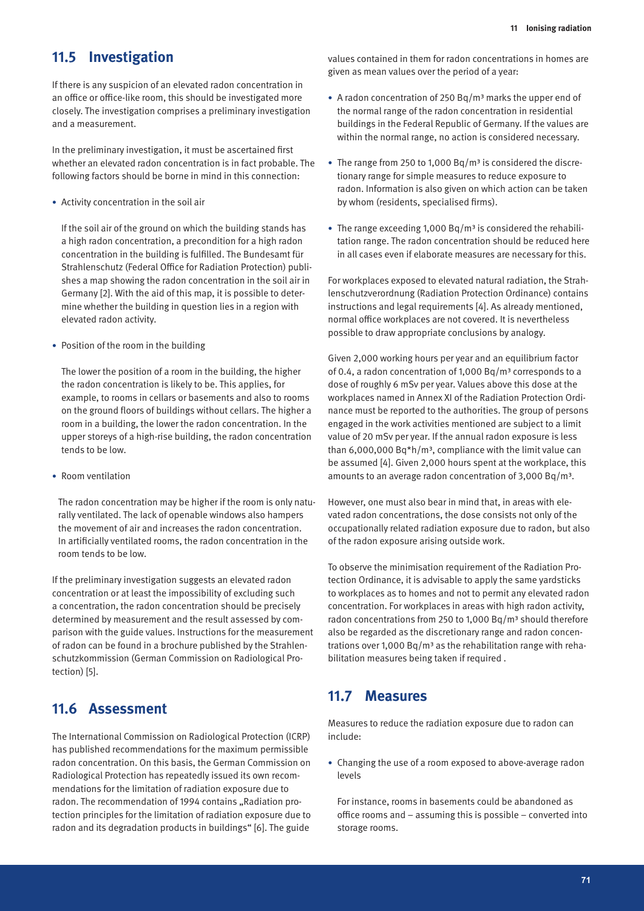## 11.5 Investigation

If there is any suspicion of an elevated radon concentration in an office or office-like room, this should be investigated more closely. The investigation comprises a preliminary investigation and a measurement.

In the preliminary investigation, it must be ascertained first whether an elevated radon concentration is in fact probable. The following factors should be borne in mind in this connection:

- Activity concentration in the soil air

  If the soil air of the ground on which the building stands has a high radon concentration, a precondition for a high radon concentration in the building is fulfilled. The Bundesamt für Strahlenschutz (Federal Office for Radiation Protection) publishes a map showing the radon concentration in the soil air in Germany [2]. With the aid of this map, it is possible to determine whether the building in question lies in a region with elevated radon activity.

- Position of the room in the building

  The lower the position of a room in the building, the higher the radon concentration is likely to be. This applies, for example, to rooms in cellars or basements and also to rooms on the ground floors of buildings without cellars. The higher a room in a building, the lower the radon concentration. In the upper storeys of a high-rise building, the radon concentration tends to be low.

- Room ventilation

  The radon concentration may be higher if the room is only naturally ventilated. The lack of openable windows also hampers the movement of air and increases the radon concentration. In artificially ventilated rooms, the radon concentration in the room tends to be low.

If the preliminary investigation suggests an elevated radon concentration or at least the impossibility of excluding such a concentration, the radon concentration should be precisely determined by measurement and the result assessed by comparison with the guide values. Instructions for the measurement of radon can be found in a brochure published by the Strahlenschutzkommission (German Commission on Radiological Protection) [5].

## 11.6 Assessment

The International Commission on Radiological Protection (ICRP) has published recommendations for the maximum permissible radon concentration. On this basis, the German Commission on Radiological Protection has repeatedly issued its own recommendations for the limitation of radiation exposure due to radon. The recommendation of 1994 contains „Radiation protection principles for the limitation of radiation exposure due to radon and its degradation products in buildings" [6]. The guide values contained in them for radon concentrations in homes are given as mean values over the period of a year:

- A radon concentration of 250 Bq/m³ marks the upper end of the normal range of the radon concentration in residential buildings in the Federal Republic of Germany. If the values are within the normal range, no action is considered necessary.

- The range from 250 to 1,000 Bq/m³ is considered the discretionary range for simple measures to reduce exposure to radon. Information is also given on which action can be taken by whom (residents, specialised firms).

- The range exceeding 1,000 Bq/m³ is considered the rehabilitation range. The radon concentration should be reduced here in all cases even if elaborate measures are necessary for this.

For workplaces exposed to elevated natural radiation, the Strahlenschutzverordnung (Radiation Protection Ordinance) contains instructions and legal requirements [4]. As already mentioned, normal office workplaces are not covered. It is nevertheless possible to draw appropriate conclusions by analogy.

Given 2,000 working hours per year and an equilibrium factor of 0.4, a radon concentration of 1,000 Bq/m³ corresponds to a dose of roughly 6 mSv per year. Values above this dose at the workplaces named in Annex XI of the Radiation Protection Ordinance must be reported to the authorities. The group of persons engaged in the work activities mentioned are subject to a limit value of 20 mSv per year. If the annual radon exposure is less than 6,000,000 Bq*h/m³, compliance with the limit value can be assumed [4]. Given 2,000 hours spent at the workplace, this amounts to an average radon concentration of 3,000 Bq/m³.

However, one must also bear in mind that, in areas with elevated radon concentrations, the dose consists not only of the occupationally related radiation exposure due to radon, but also of the radon exposure arising outside work.

To observe the minimisation requirement of the Radiation Protection Ordinance, it is advisable to apply the same yardsticks to workplaces as to homes and not to permit any elevated radon concentration. For workplaces in areas with high radon activity, radon concentrations from 250 to 1,000 Bq/m³ should therefore also be regarded as the discretionary range and radon concentrations over 1,000 Bq/m³ as the rehabilitation range with rehabilitation measures being taken if required .

## 11.7 Measures

Measures to reduce the radiation exposure due to radon can include:

- Changing the use of a room exposed to above-average radon levels

  For instance, rooms in basements could be abandoned as office rooms and – assuming this is possible – converted into storage rooms.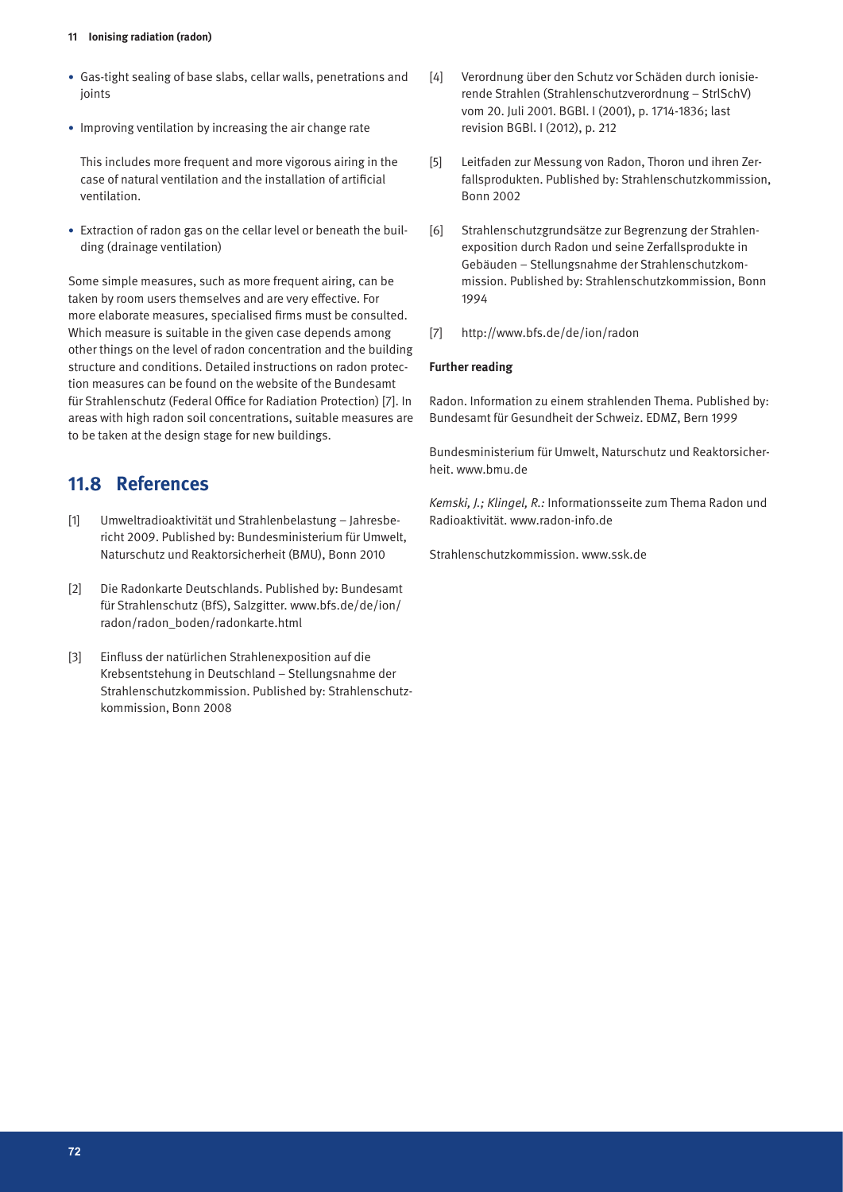- Gas-tight sealing of base slabs, cellar walls, penetrations and joints
- Improving ventilation by increasing the air change rate

  This includes more frequent and more vigorous airing in the case of natural ventilation and the installation of artificial ventilation.

- Extraction of radon gas on the cellar level or beneath the building (drainage ventilation)

Some simple measures, such as more frequent airing, can be taken by room users themselves and are very effective. For more elaborate measures, specialised firms must be consulted. Which measure is suitable in the given case depends among other things on the level of radon concentration and the building structure and conditions. Detailed instructions on radon protection measures can be found on the website of the Bundesamt für Strahlenschutz (Federal Office for Radiation Protection) [7]. In areas with high radon soil concentrations, suitable measures are to be taken at the design stage for new buildings.

## 11.8 References

[1] Umweltradioaktivität und Strahlenbelastung – Jahresbericht 2009. Published by: Bundesministerium für Umwelt, Naturschutz und Reaktorsicherheit (BMU), Bonn 2010

[2] Die Radonkarte Deutschlands. Published by: Bundesamt für Strahlenschutz (BfS), Salzgitter. www.bfs.de/de/ion/radon/radon_boden/radonkarte.html

[3] Einfluss der natürlichen Strahlenexposition auf die Krebsentstehung in Deutschland – Stellungsnahme der Strahlenschutzkommission. Published by: Strahlenschutzkommission, Bonn 2008

[4] Verordnung über den Schutz vor Schäden durch ionisierende Strahlen (Strahlenschutzverordnung – StrlSchV) vom 20. Juli 2001. BGBl. I (2001), p. 1714-1836; last revision BGBl. I (2012), p. 212

[5] Leitfaden zur Messung von Radon, Thoron und ihren Zerfallsprodukten. Published by: Strahlenschutzkommission, Bonn 2002

[6] Strahlenschutzgrundsätze zur Begrenzung der Strahlenexposition durch Radon und seine Zerfallsprodukte in Gebäuden – Stellungsnahme der Strahlenschutzkommission. Published by: Strahlenschutzkommission, Bonn 1994

[7] http://www.bfs.de/de/ion/radon

**Further reading**

Radon. Information zu einem strahlenden Thema. Published by: Bundesamt für Gesundheit der Schweiz. EDMZ, Bern 1999

Bundesministerium für Umwelt, Naturschutz und Reaktorsicherheit. www.bmu.de

*Kemski, J.; Klingel, R.:* Informationsseite zum Thema Radon und Radioaktivität. www.radon-info.de

Strahlenschutzkommission. www.ssk.de